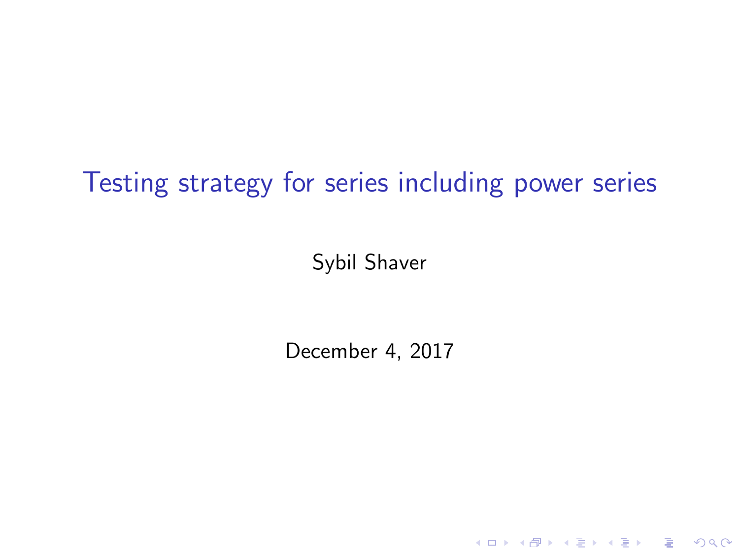# Testing strategy for series including power series

Sybil Shaver

December 4, 2017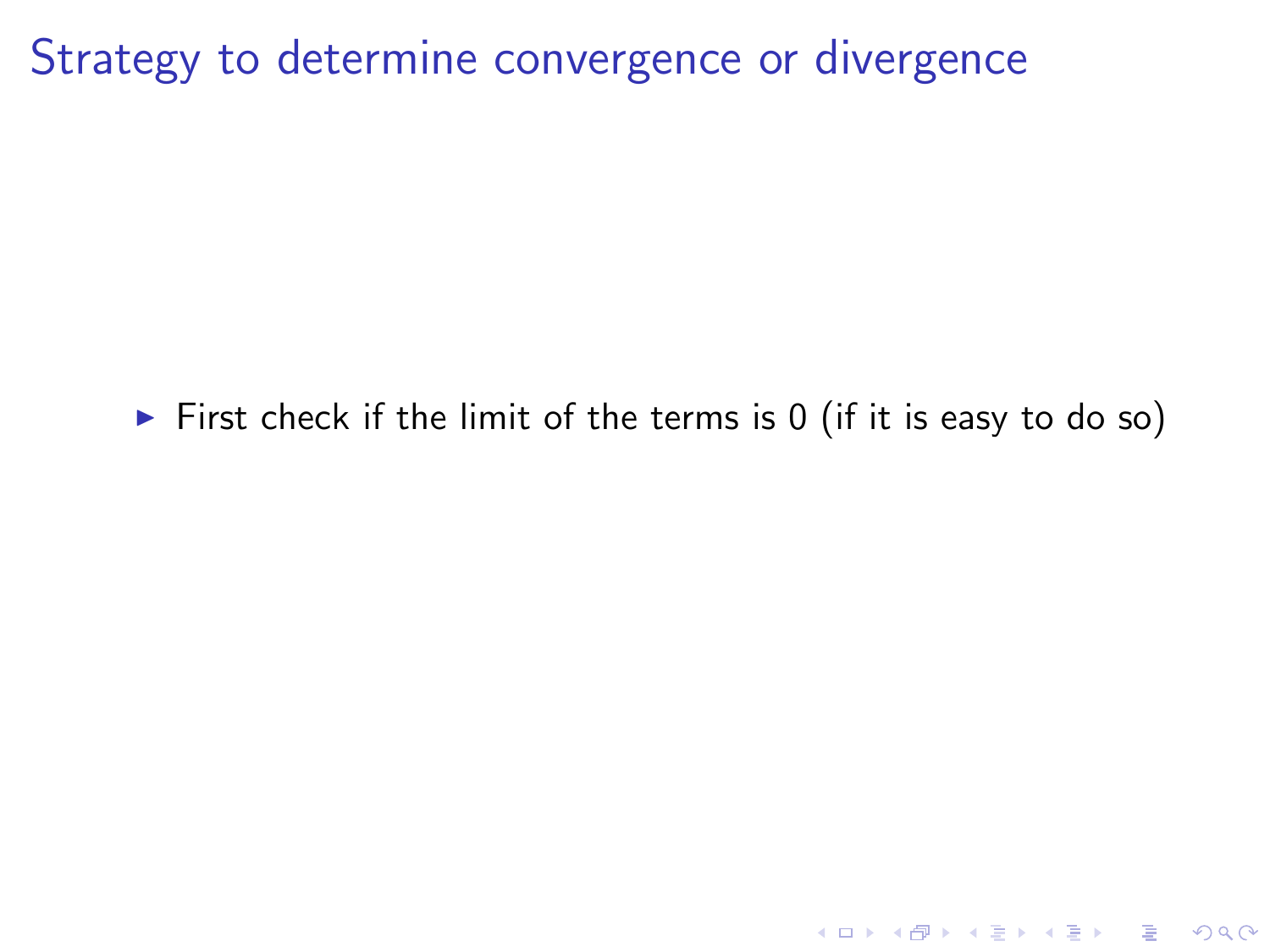# Strategy to determine convergence or divergence

- First check if the limit of the terms is 0 (if it is easy to do so)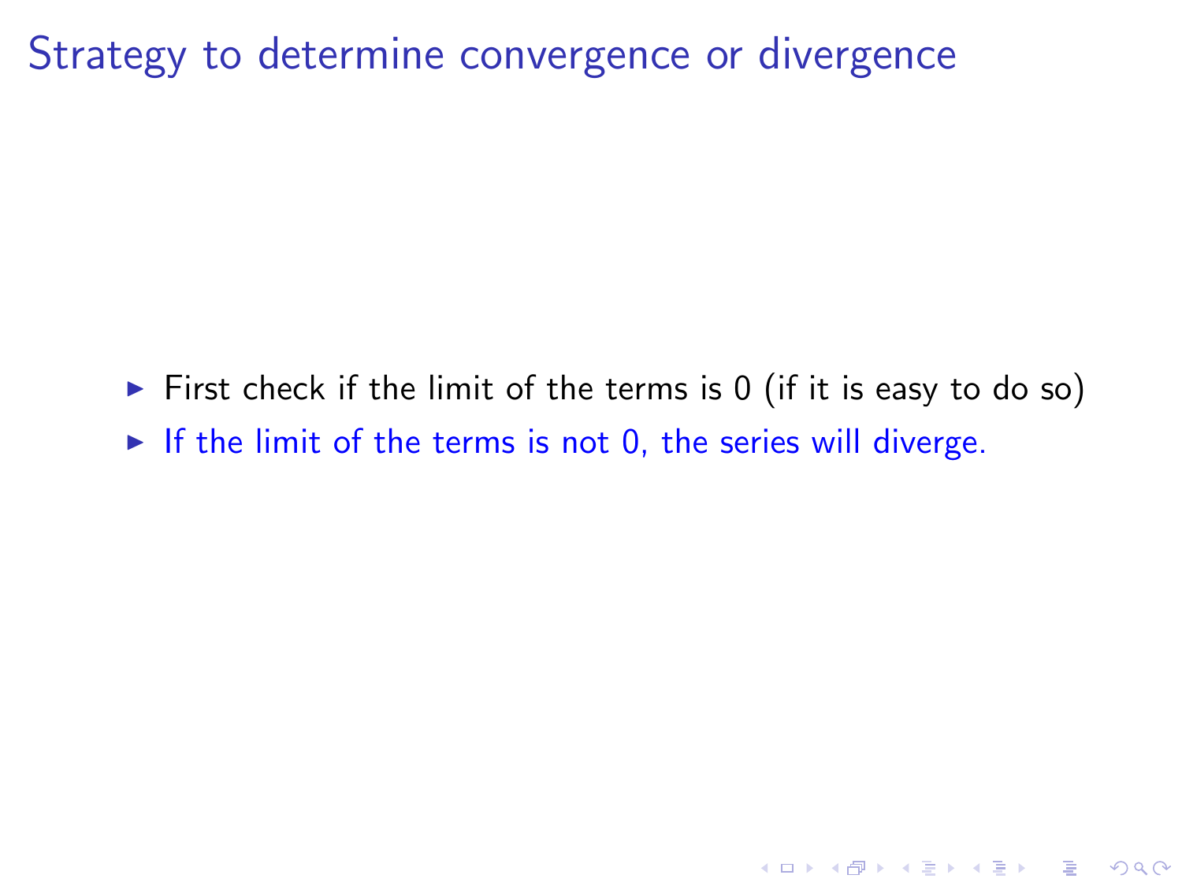# Strategy to determine convergence or divergence

- First check if the limit of the terms is 0 (if it is easy to do so)
- If the limit of the terms is not 0, the series will diverge.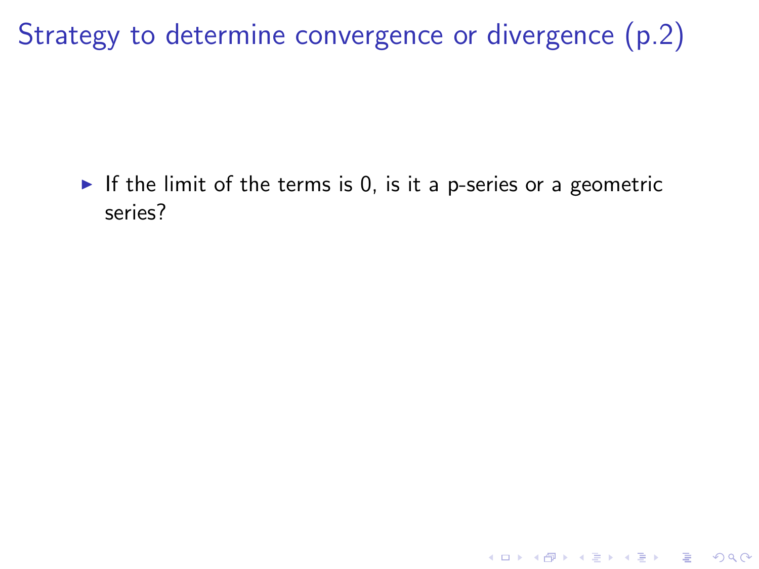# Strategy to determine convergence or divergence (p.2)

- If the limit of the terms is 0, is it a p-series or a geometric series?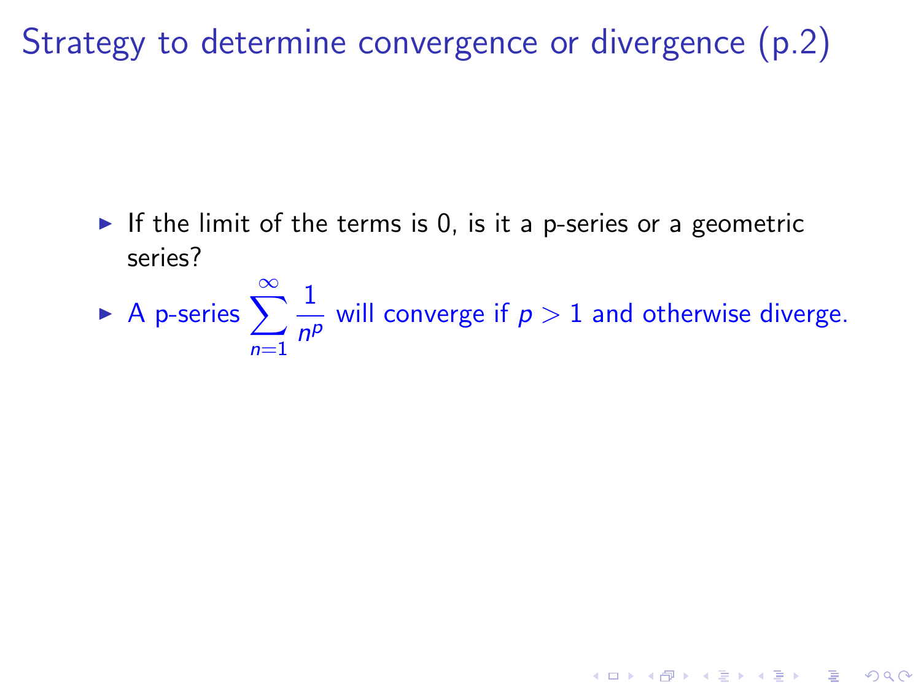# Strategy to determine convergence or divergence (p.2)

- If the limit of the terms is 0, is it a p-series or a geometric series?
- A p-series $\sum_{n=1}^{\infty} \frac{1}{n^p}$ will converge if $p > 1$ and otherwise diverge.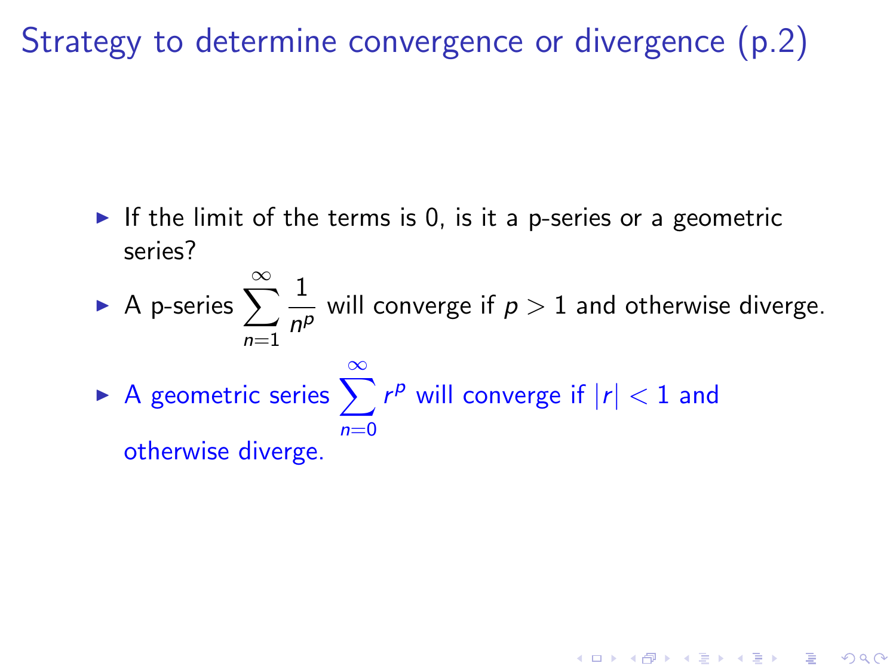# Strategy to determine convergence or divergence (p.2)

- If the limit of the terms is 0, is it a p-series or a geometric series?
- A p-series $\sum_{n=1}^{\infty} \frac{1}{n^p}$ will converge if $p > 1$ and otherwise diverge.
- A geometric series $\sum_{n=0}^{\infty} r^p$ will converge if $|r| < 1$ and otherwise diverge.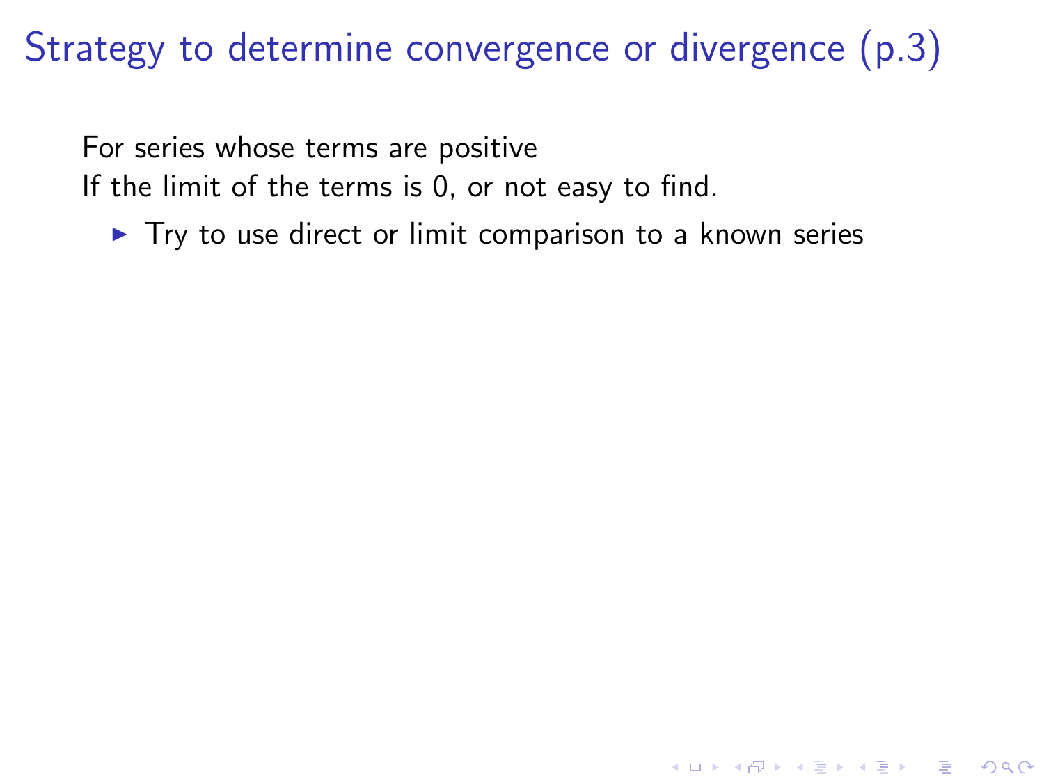# Strategy to determine convergence or divergence (p.3)

For series whose terms are positive
If the limit of the terms is 0, or not easy to find.

- Try to use direct or limit comparison to a known series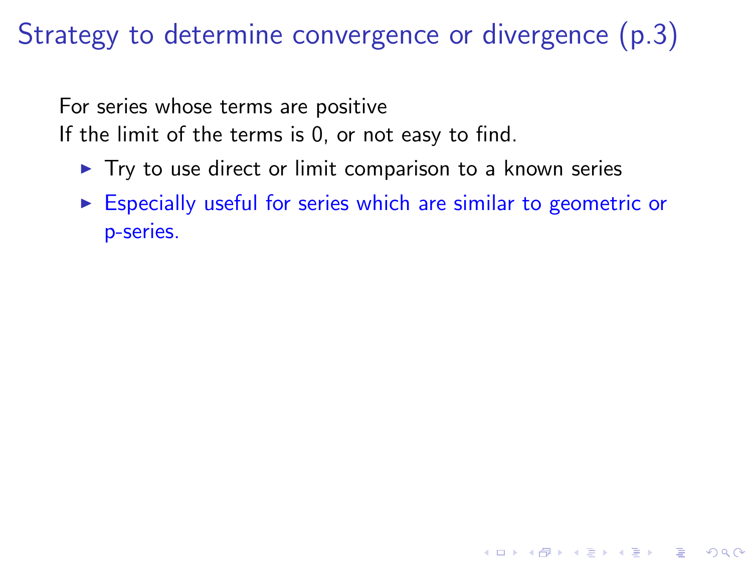# Strategy to determine convergence or divergence (p.3)

For series whose terms are positive
If the limit of the terms is 0, or not easy to find.

- Try to use direct or limit comparison to a known series
- Especially useful for series which are similar to geometric or p-series.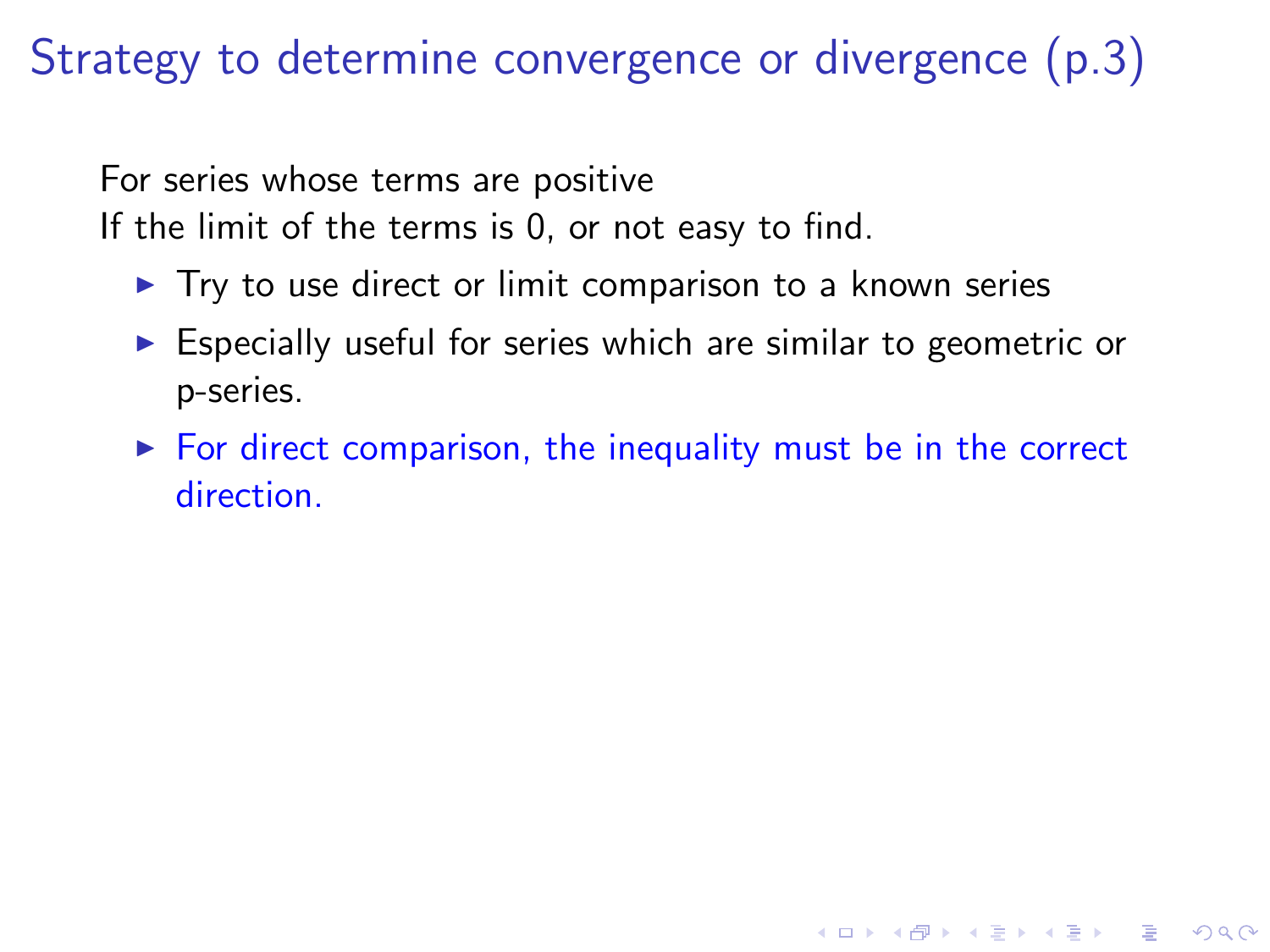# Strategy to determine convergence or divergence (p.3)

For series whose terms are positive
If the limit of the terms is 0, or not easy to find.

- Try to use direct or limit comparison to a known series
- Especially useful for series which are similar to geometric or p-series.
- For direct comparison, the inequality must be in the correct direction.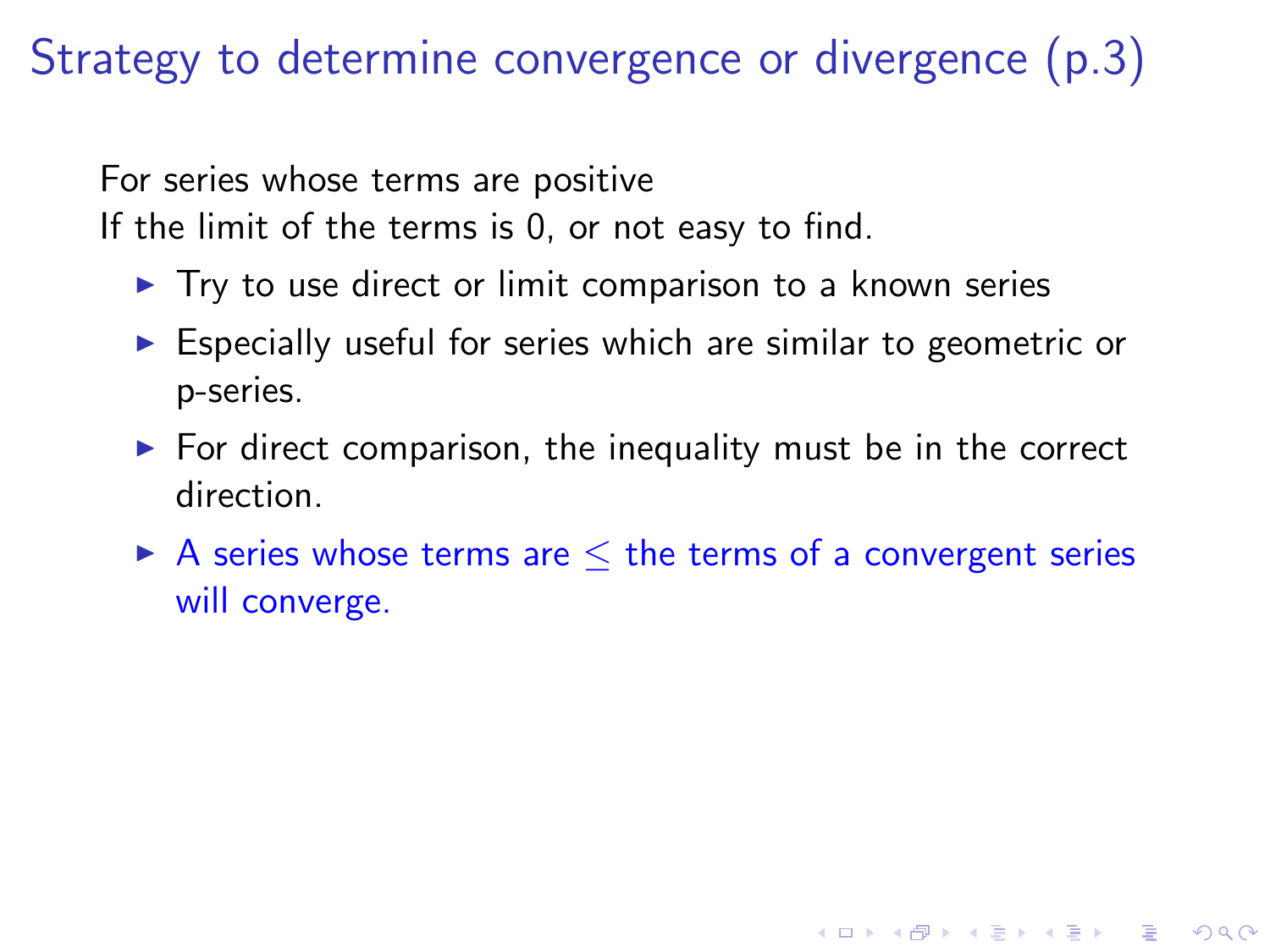# Strategy to determine convergence or divergence (p.3)

For series whose terms are positive
If the limit of the terms is 0, or not easy to find.

- Try to use direct or limit comparison to a known series
- Especially useful for series which are similar to geometric or p-series.
- For direct comparison, the inequality must be in the correct direction.
- A series whose terms are $\leq$ the terms of a convergent series will converge.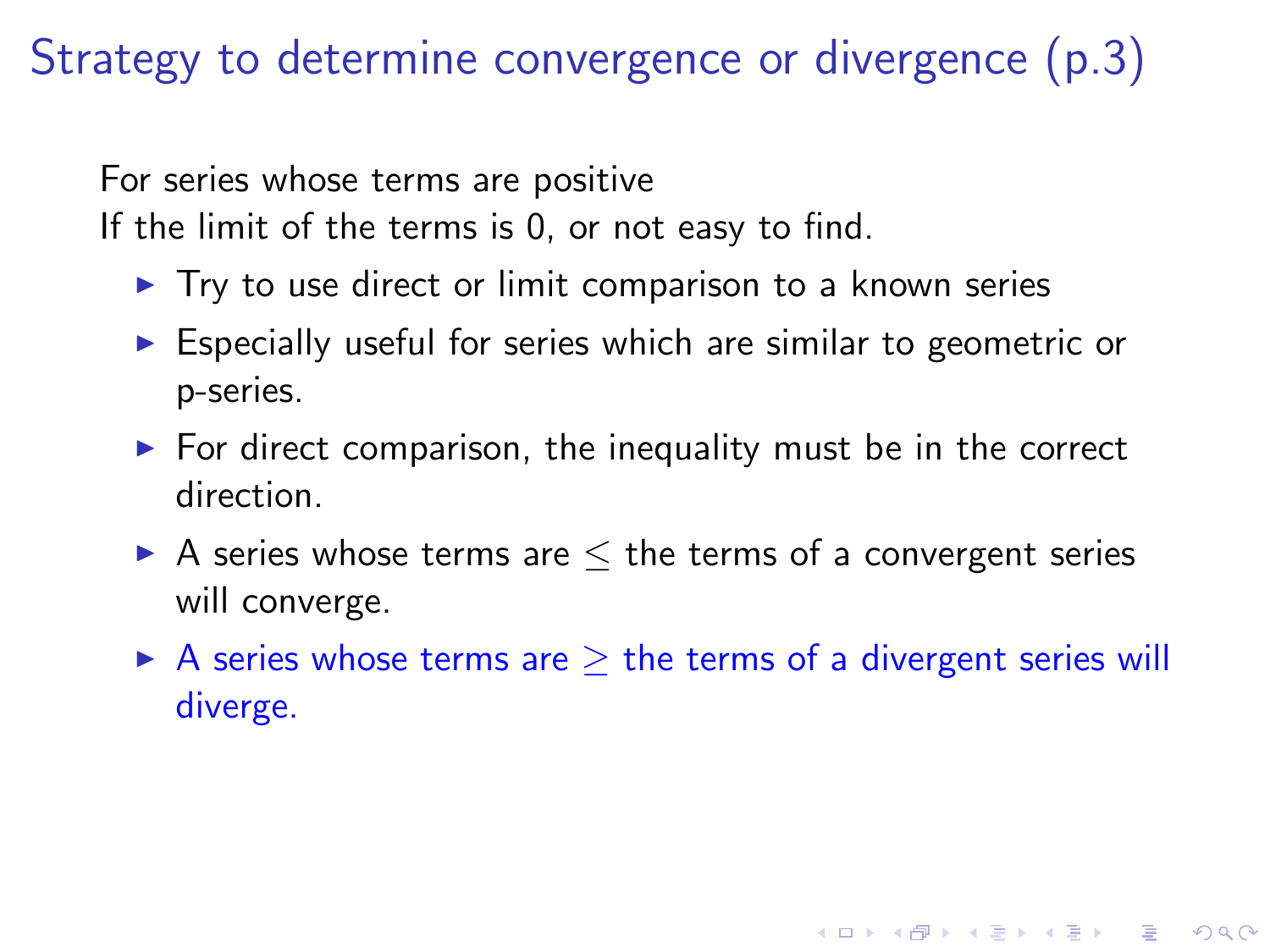# Strategy to determine convergence or divergence (p.3)

For series whose terms are positive
If the limit of the terms is 0, or not easy to find.

- Try to use direct or limit comparison to a known series
- Especially useful for series which are similar to geometric or p-series.
- For direct comparison, the inequality must be in the correct direction.
- A series whose terms are $\leq$ the terms of a convergent series will converge.
- A series whose terms are $\geq$ the terms of a divergent series will diverge.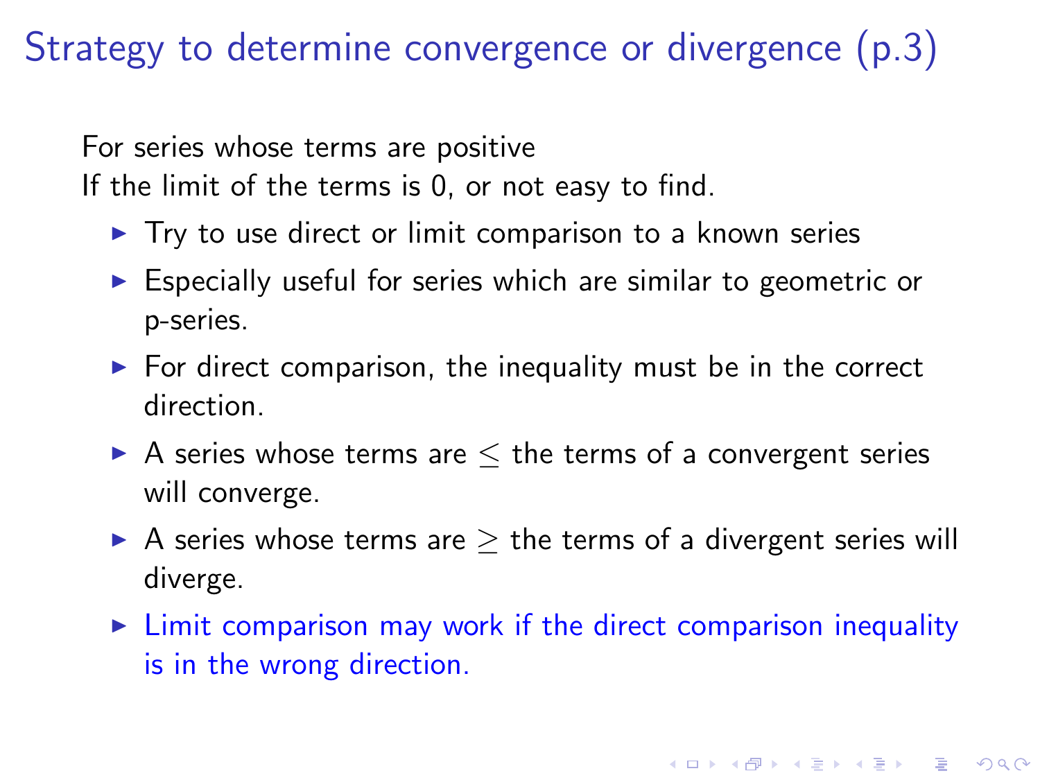# Strategy to determine convergence or divergence (p.3)

For series whose terms are positive
If the limit of the terms is 0, or not easy to find.

- Try to use direct or limit comparison to a known series
- Especially useful for series which are similar to geometric or p-series.
- For direct comparison, the inequality must be in the correct direction.
- A series whose terms are $\leq$ the terms of a convergent series will converge.
- A series whose terms are $\geq$ the terms of a divergent series will diverge.
- Limit comparison may work if the direct comparison inequality is in the wrong direction.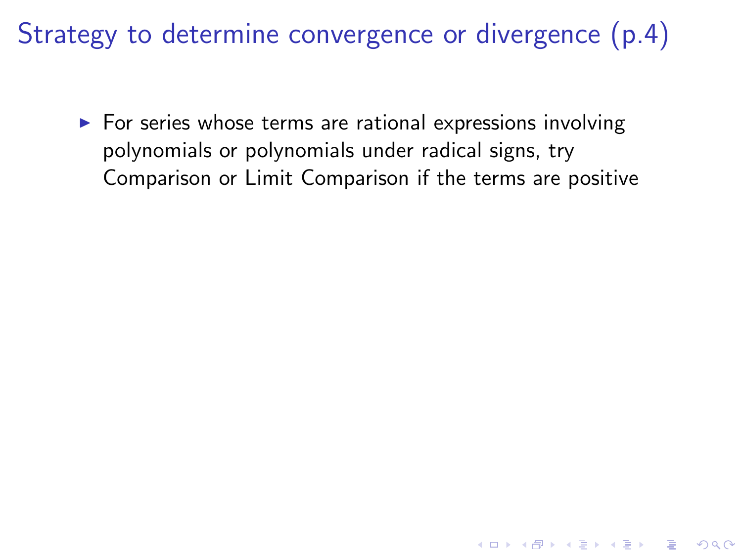# Strategy to determine convergence or divergence (p.4)

- For series whose terms are rational expressions involving polynomials or polynomials under radical signs, try Comparison or Limit Comparison if the terms are positive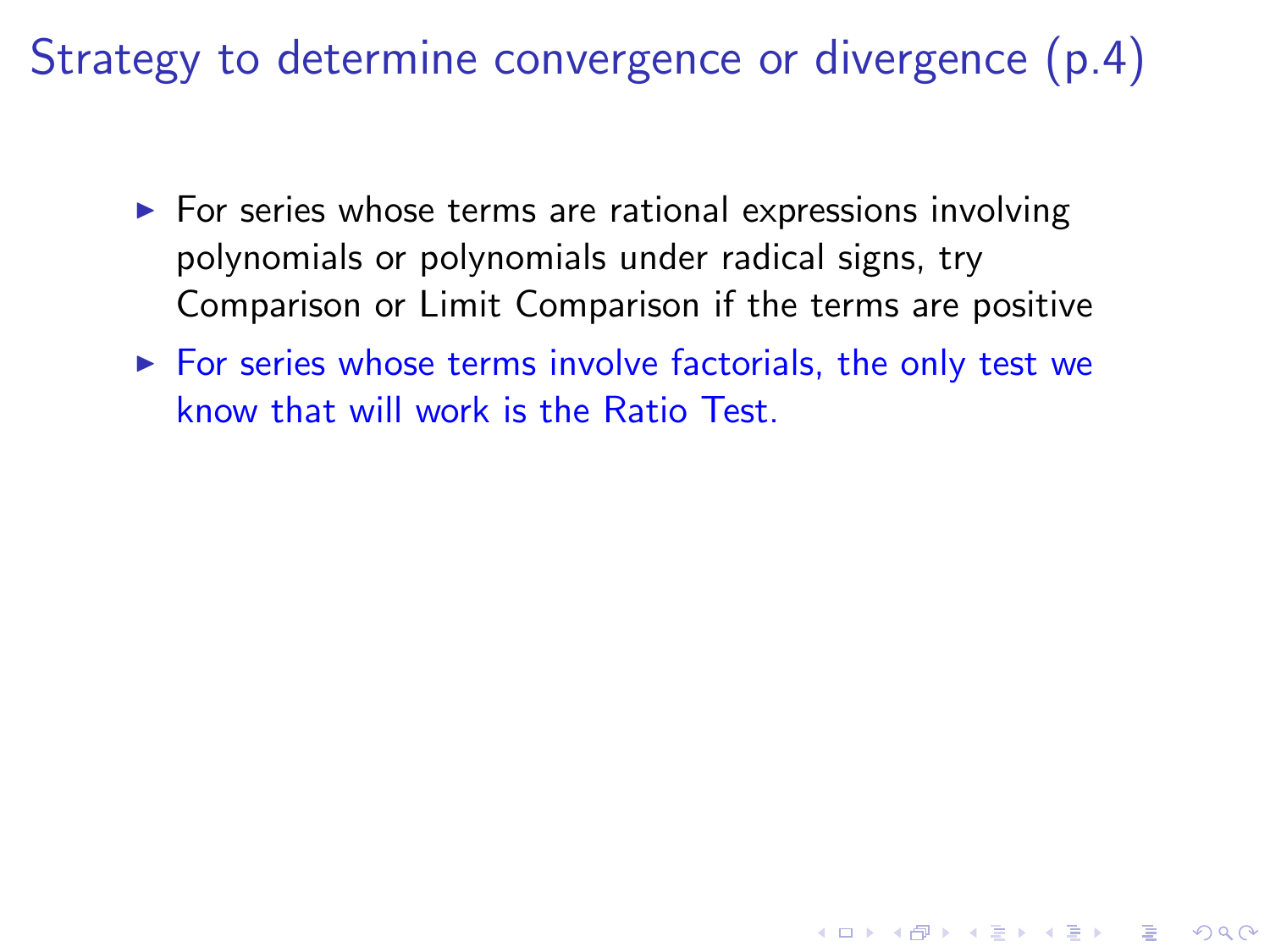# Strategy to determine convergence or divergence (p.4)

- For series whose terms are rational expressions involving polynomials or polynomials under radical signs, try Comparison or Limit Comparison if the terms are positive
- For series whose terms involve factorials, the only test we know that will work is the Ratio Test.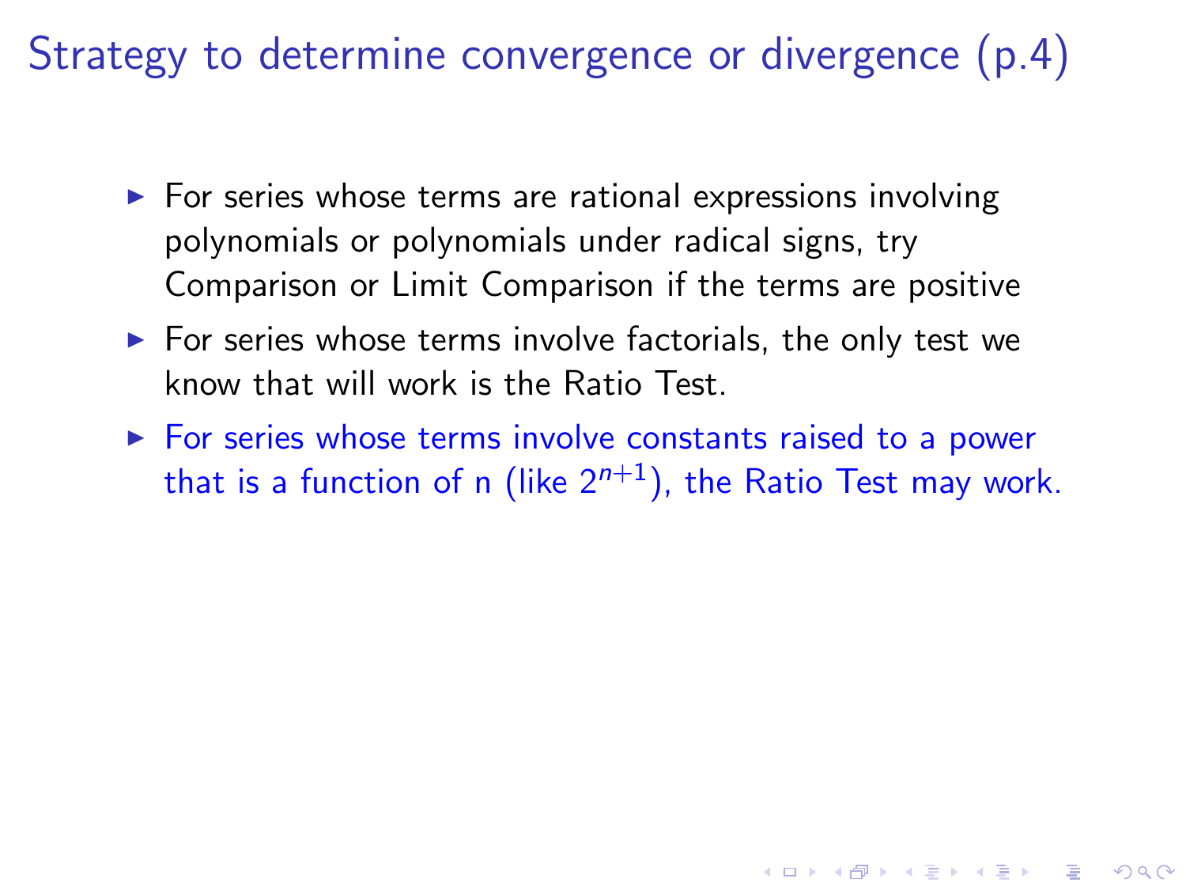# Strategy to determine convergence or divergence (p.4)

- For series whose terms are rational expressions involving polynomials or polynomials under radical signs, try Comparison or Limit Comparison if the terms are positive
- For series whose terms involve factorials, the only test we know that will work is the Ratio Test.
- For series whose terms involve constants raised to a power that is a function of n (like $2^{n+1}$), the Ratio Test may work.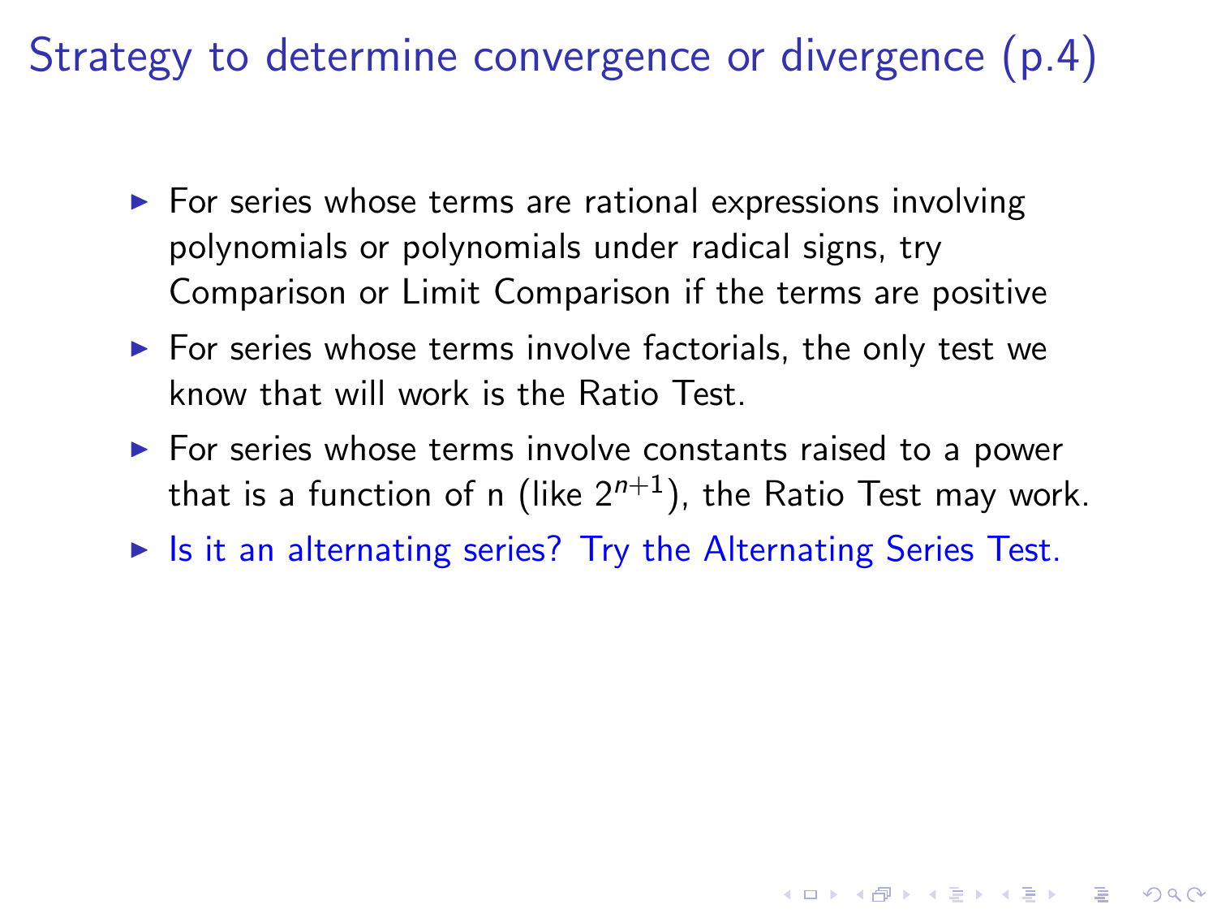# Strategy to determine convergence or divergence (p.4)

- For series whose terms are rational expressions involving polynomials or polynomials under radical signs, try Comparison or Limit Comparison if the terms are positive
- For series whose terms involve factorials, the only test we know that will work is the Ratio Test.
- For series whose terms involve constants raised to a power that is a function of n (like $2^{n+1}$), the Ratio Test may work.
- Is it an alternating series? Try the Alternating Series Test.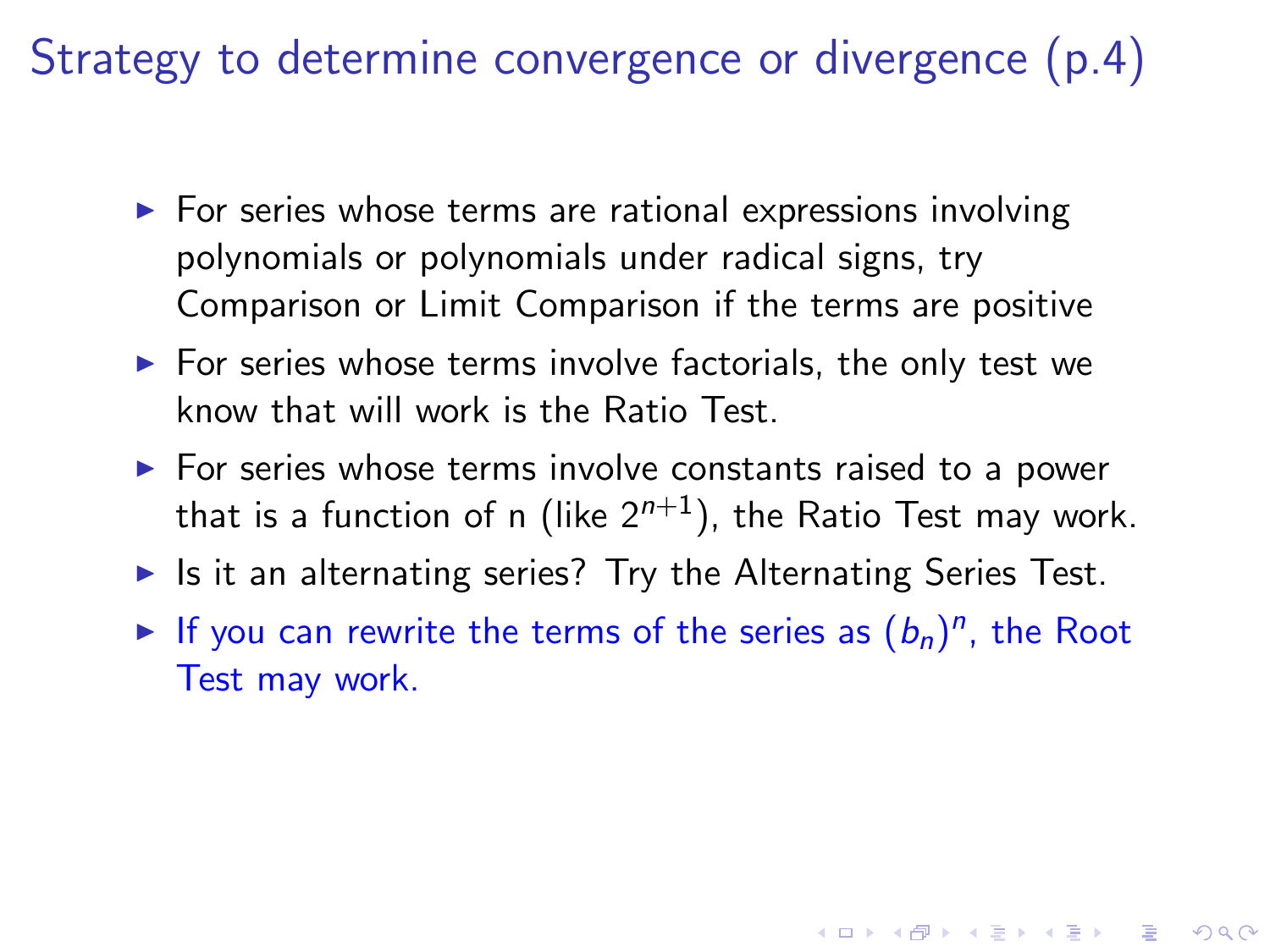# Strategy to determine convergence or divergence (p.4)

- For series whose terms are rational expressions involving polynomials or polynomials under radical signs, try Comparison or Limit Comparison if the terms are positive
- For series whose terms involve factorials, the only test we know that will work is the Ratio Test.
- For series whose terms involve constants raised to a power that is a function of n (like $2^{n+1}$), the Ratio Test may work.
- Is it an alternating series? Try the Alternating Series Test.
- If you can rewrite the terms of the series as $(b_n)^n$, the Root Test may work.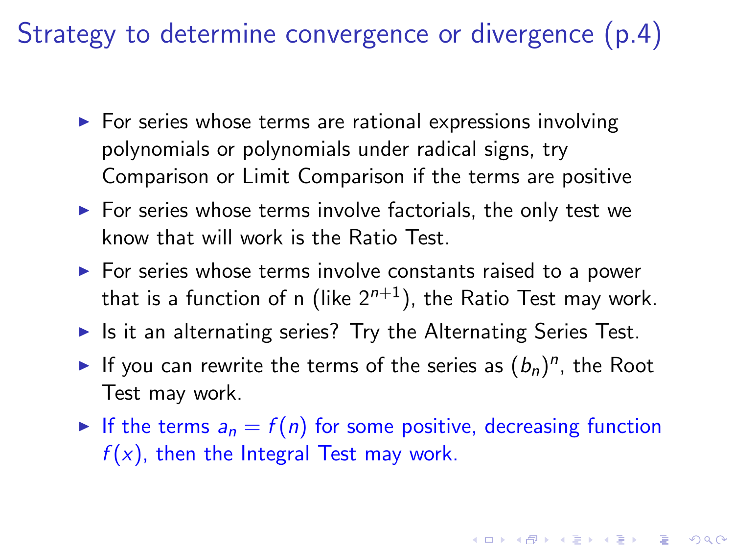# Strategy to determine convergence or divergence (p.4)

- For series whose terms are rational expressions involving polynomials or polynomials under radical signs, try Comparison or Limit Comparison if the terms are positive
- For series whose terms involve factorials, the only test we know that will work is the Ratio Test.
- For series whose terms involve constants raised to a power that is a function of n (like $2^{n+1}$), the Ratio Test may work.
- Is it an alternating series? Try the Alternating Series Test.
- If you can rewrite the terms of the series as $(b_n)^n$, the Root Test may work.
- If the terms $a_n = f(n)$ for some positive, decreasing function $f(x)$, then the Integral Test may work.